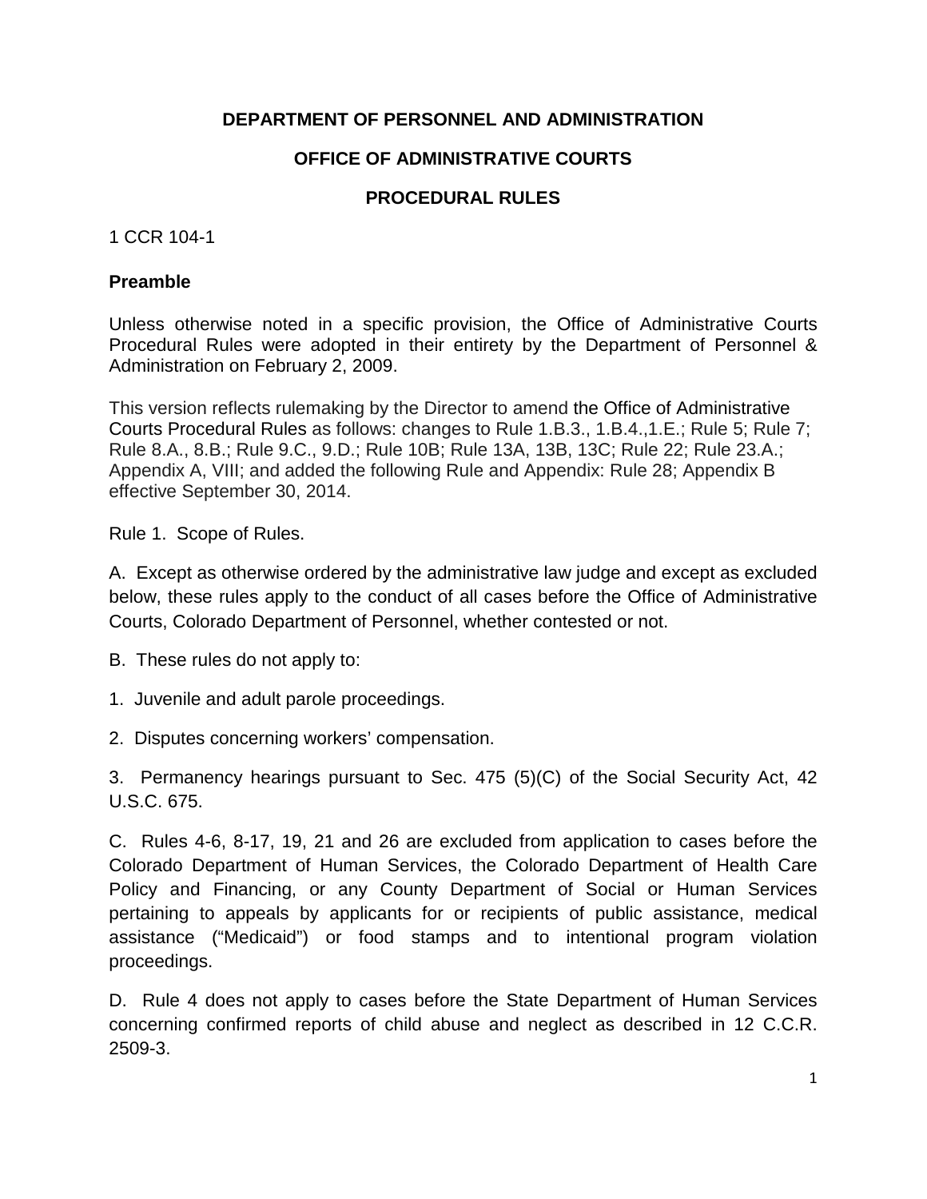**DEPARTMENT OF PERSONNEL AND ADMINISTRATION**

**OFFICE OF ADMINISTRATIVE COURTS**

**PROCEDURAL RULES**

1 CCR 104-1

**Preamble**

Unless otherwise noted in a specific provision, the Office of Administrative Courts Procedural Rules were adopted in their entirety by the Department of Personnel & Administration on February 2, 2009.

This version reflects rulemaking by the Director to amend the Office of Administrative Courts Procedural Rules as follows: changes to Rule 1.B.3., 1.B.4.,1.E.; Rule 5; Rule 7; Rule 8.A., 8.B.; Rule 9.C., 9.D.; Rule 10B; Rule 13A, 13B, 13C; Rule 22; Rule 23.A.; Appendix A, VIII; and added the following Rule and Appendix: Rule 28; Appendix B effective September 30, 2014.

Rule 1. Scope of Rules.

A. Except as otherwise ordered by the administrative law judge and except as excluded below, these rules apply to the conduct of all cases before the Office of Administrative Courts, Colorado Department of Personnel, whether contested or not.

B. These rules do not apply to:

1. Juvenile and adult parole proceedings.

2. Disputes concerning workers' compensation.

3. Permanency hearings pursuant to Sec. 475 (5)(C) of the Social Security Act, 42 U.S.C. 675.

C. Rules 4-6, 8-17, 19, 21 and 26 are excluded from application to cases before the Colorado Department of Human Services, the Colorado Department of Health Care Policy and Financing, or any County Department of Social or Human Services pertaining to appeals by applicants for or recipients of public assistance, medical assistance ("Medicaid") or food stamps and to intentional program violation proceedings.

D. Rule 4 does not apply to cases before the State Department of Human Services concerning confirmed reports of child abuse and neglect as described in 12 C.C.R. 2509-3.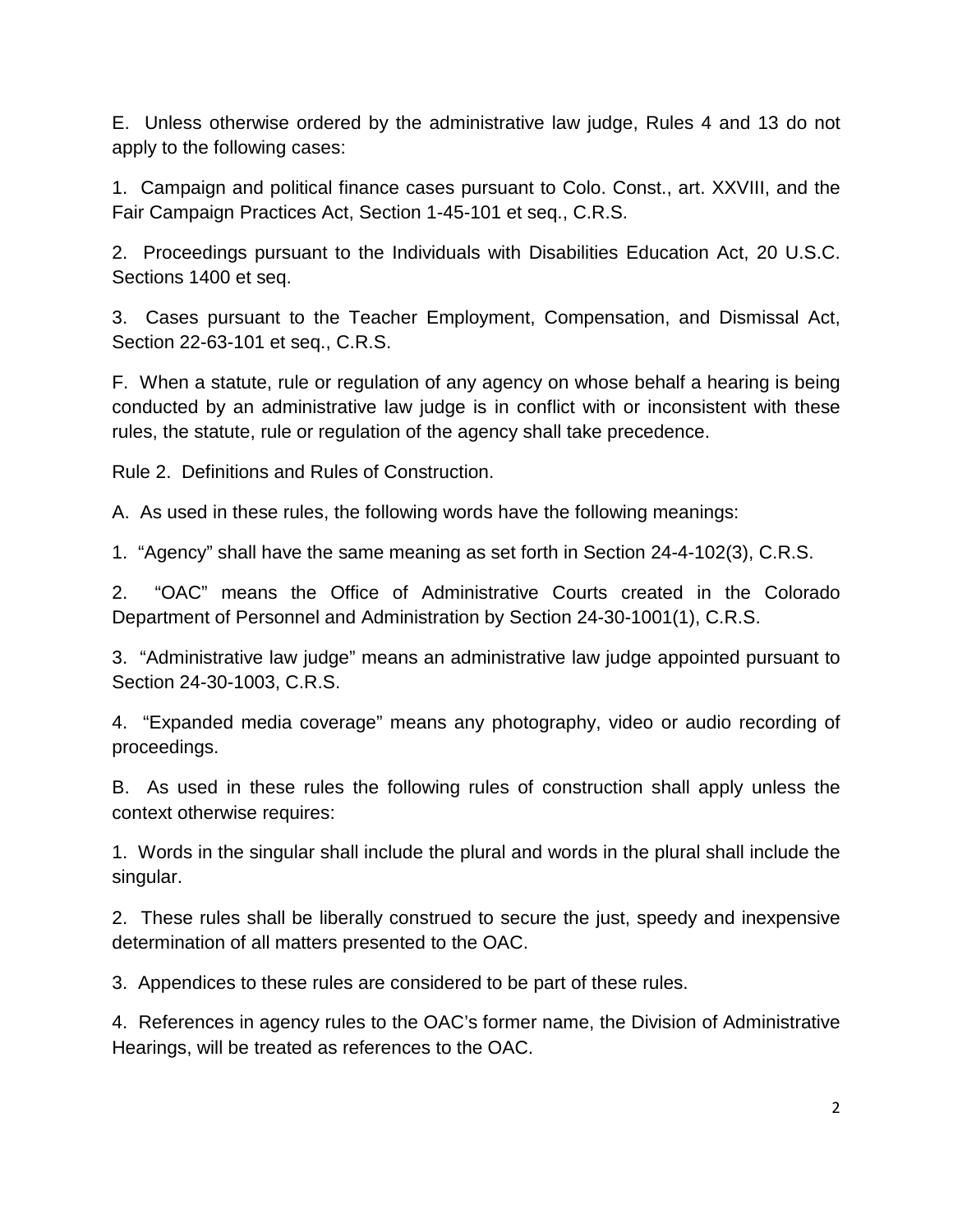E. Unless otherwise ordered by the administrative law judge, Rules 4 and 13 do not apply to the following cases:

1. Campaign and political finance cases pursuant to Colo. Const., art. XXVIII, and the Fair Campaign Practices Act, Section 1-45-101 et seq., C.R.S.

2. Proceedings pursuant to the Individuals with Disabilities Education Act, 20 U.S.C. Sections 1400 et seq.

3. Cases pursuant to the Teacher Employment, Compensation, and Dismissal Act, Section 22-63-101 et seq., C.R.S.

F. When a statute, rule or regulation of any agency on whose behalf a hearing is being conducted by an administrative law judge is in conflict with or inconsistent with these rules, the statute, rule or regulation of the agency shall take precedence.

Rule 2. Definitions and Rules of Construction.

A. As used in these rules, the following words have the following meanings:

1. "Agency" shall have the same meaning as set forth in Section 24-4-102(3), C.R.S.

2. "OAC" means the Office of Administrative Courts created in the Colorado Department of Personnel and Administration by Section 24-30-1001(1), C.R.S.

3. "Administrative law judge" means an administrative law judge appointed pursuant to Section 24-30-1003, C.R.S.

4. "Expanded media coverage" means any photography, video or audio recording of proceedings.

B. As used in these rules the following rules of construction shall apply unless the context otherwise requires:

1. Words in the singular shall include the plural and words in the plural shall include the singular.

2. These rules shall be liberally construed to secure the just, speedy and inexpensive determination of all matters presented to the OAC.

3. Appendices to these rules are considered to be part of these rules.

4. References in agency rules to the OAC's former name, the Division of Administrative Hearings, will be treated as references to the OAC.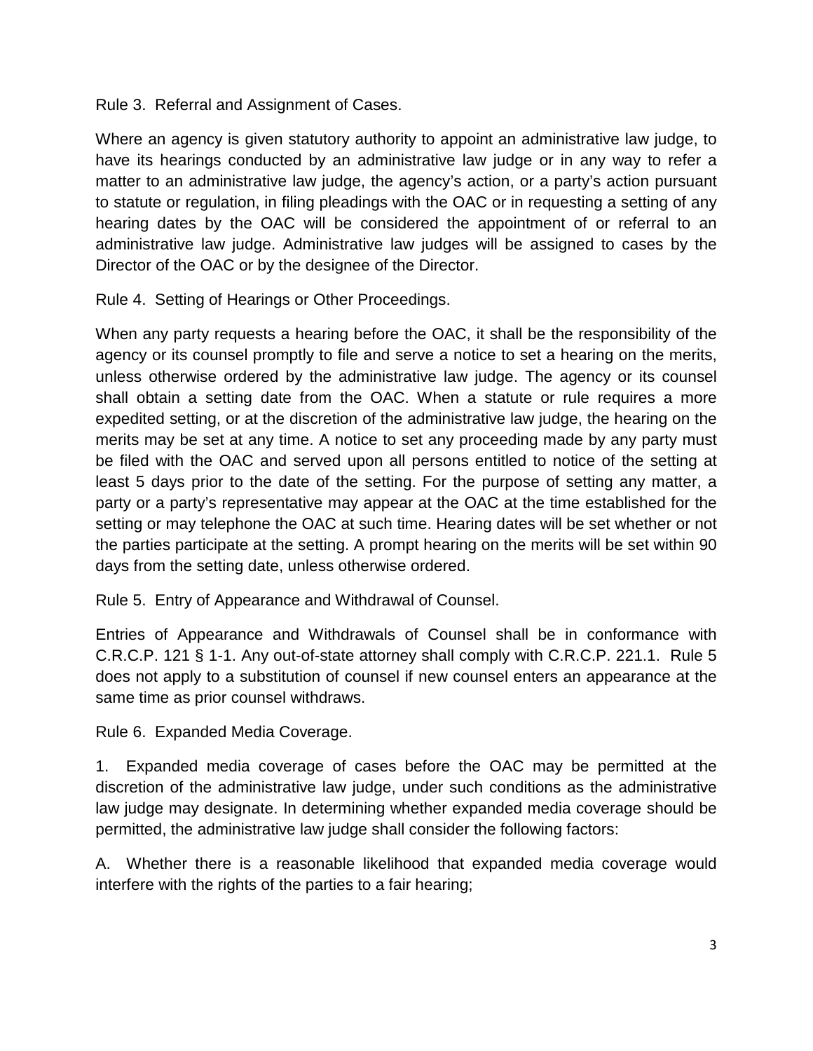Rule 3. Referral and Assignment of Cases.

Where an agency is given statutory authority to appoint an administrative law judge, to have its hearings conducted by an administrative law judge or in any way to refer a matter to an administrative law judge, the agency's action, or a party's action pursuant to statute or regulation, in filing pleadings with the OAC or in requesting a setting of any hearing dates by the OAC will be considered the appointment of or referral to an administrative law judge. Administrative law judges will be assigned to cases by the Director of the OAC or by the designee of the Director.

Rule 4. Setting of Hearings or Other Proceedings.

When any party requests a hearing before the OAC, it shall be the responsibility of the agency or its counsel promptly to file and serve a notice to set a hearing on the merits, unless otherwise ordered by the administrative law judge. The agency or its counsel shall obtain a setting date from the OAC. When a statute or rule requires a more expedited setting, or at the discretion of the administrative law judge, the hearing on the merits may be set at any time. A notice to set any proceeding made by any party must be filed with the OAC and served upon all persons entitled to notice of the setting at least 5 days prior to the date of the setting. For the purpose of setting any matter, a party or a party's representative may appear at the OAC at the time established for the setting or may telephone the OAC at such time. Hearing dates will be set whether or not the parties participate at the setting. A prompt hearing on the merits will be set within 90 days from the setting date, unless otherwise ordered.

Rule 5. Entry of Appearance and Withdrawal of Counsel.

Entries of Appearance and Withdrawals of Counsel shall be in conformance with C.R.C.P. 121 § 1-1. Any out-of-state attorney shall comply with C.R.C.P. 221.1. Rule 5 does not apply to a substitution of counsel if new counsel enters an appearance at the same time as prior counsel withdraws.

Rule 6. Expanded Media Coverage.

1. Expanded media coverage of cases before the OAC may be permitted at the discretion of the administrative law judge, under such conditions as the administrative law judge may designate. In determining whether expanded media coverage should be permitted, the administrative law judge shall consider the following factors:

A. Whether there is a reasonable likelihood that expanded media coverage would interfere with the rights of the parties to a fair hearing;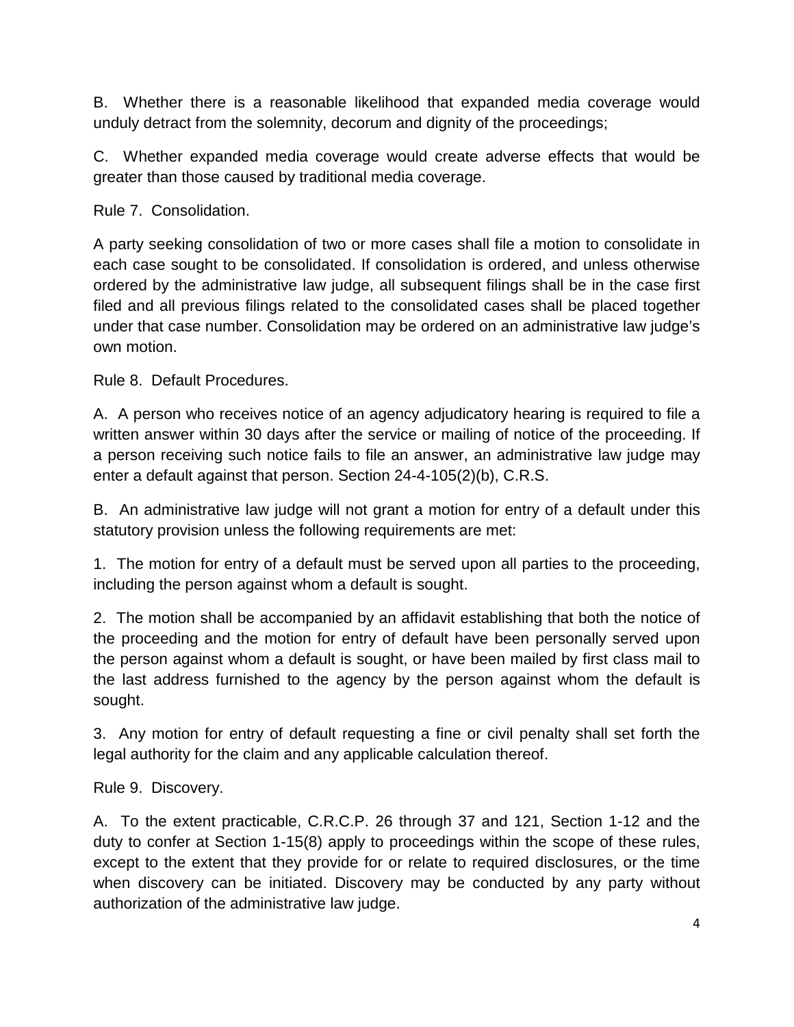B. Whether there is a reasonable likelihood that expanded media coverage would unduly detract from the solemnity, decorum and dignity of the proceedings;

C. Whether expanded media coverage would create adverse effects that would be greater than those caused by traditional media coverage.

Rule 7. Consolidation.

A party seeking consolidation of two or more cases shall file a motion to consolidate in each case sought to be consolidated. If consolidation is ordered, and unless otherwise ordered by the administrative law judge, all subsequent filings shall be in the case first filed and all previous filings related to the consolidated cases shall be placed together under that case number. Consolidation may be ordered on an administrative law judge's own motion.

Rule 8. Default Procedures.

A. A person who receives notice of an agency adjudicatory hearing is required to file a written answer within 30 days after the service or mailing of notice of the proceeding. If a person receiving such notice fails to file an answer, an administrative law judge may enter a default against that person. Section 24-4-105(2)(b), C.R.S.

B. An administrative law judge will not grant a motion for entry of a default under this statutory provision unless the following requirements are met:

1. The motion for entry of a default must be served upon all parties to the proceeding, including the person against whom a default is sought.

2. The motion shall be accompanied by an affidavit establishing that both the notice of the proceeding and the motion for entry of default have been personally served upon the person against whom a default is sought, or have been mailed by first class mail to the last address furnished to the agency by the person against whom the default is sought.

3. Any motion for entry of default requesting a fine or civil penalty shall set forth the legal authority for the claim and any applicable calculation thereof.

Rule 9. Discovery.

A. To the extent practicable, C.R.C.P. 26 through 37 and 121, Section 1-12 and the duty to confer at Section 1-15(8) apply to proceedings within the scope of these rules, except to the extent that they provide for or relate to required disclosures, or the time when discovery can be initiated. Discovery may be conducted by any party without authorization of the administrative law judge.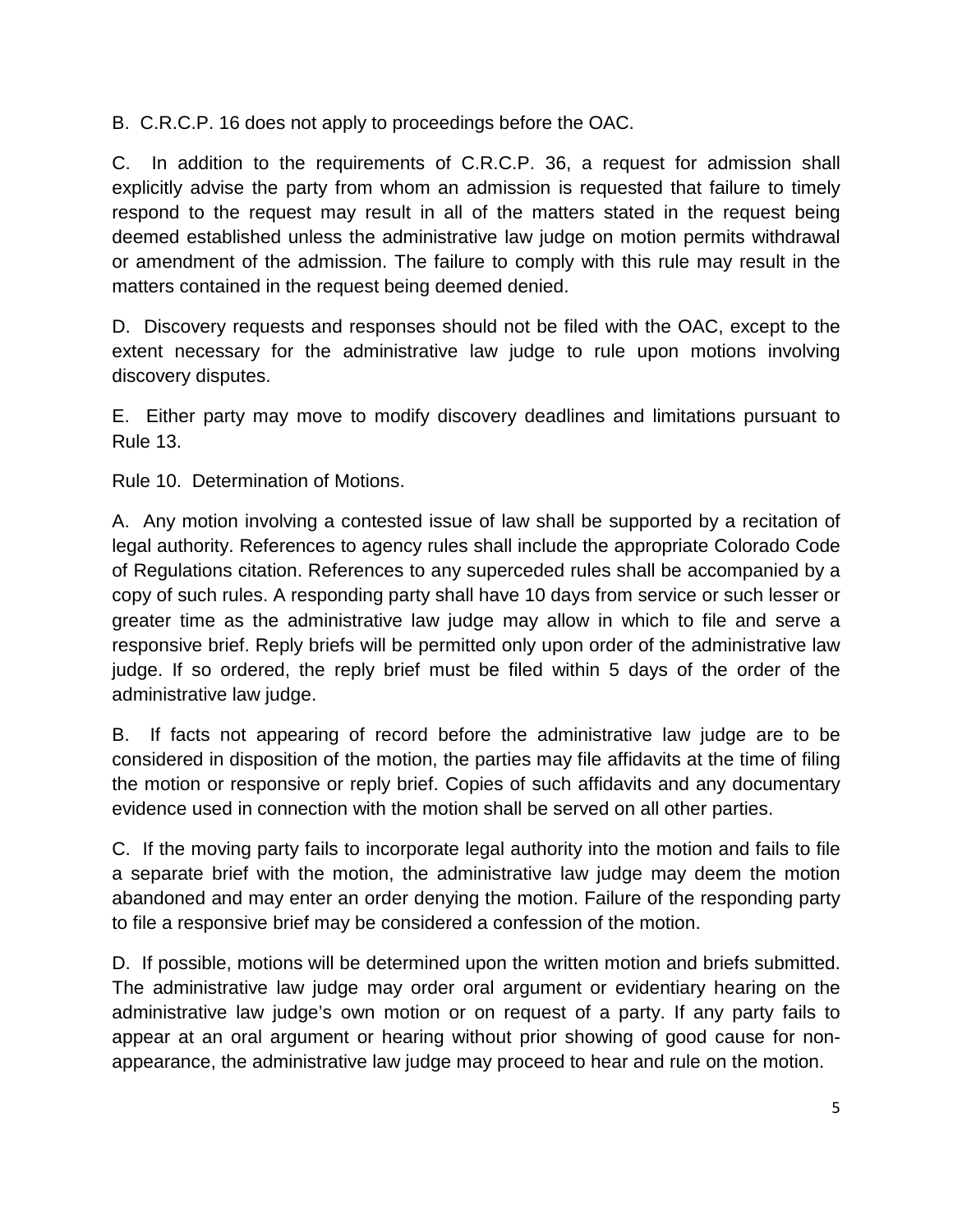B. C.R.C.P. 16 does not apply to proceedings before the OAC.

C. In addition to the requirements of C.R.C.P. 36, a request for admission shall explicitly advise the party from whom an admission is requested that failure to timely respond to the request may result in all of the matters stated in the request being deemed established unless the administrative law judge on motion permits withdrawal or amendment of the admission. The failure to comply with this rule may result in the matters contained in the request being deemed denied.

D. Discovery requests and responses should not be filed with the OAC, except to the extent necessary for the administrative law judge to rule upon motions involving discovery disputes.

E. Either party may move to modify discovery deadlines and limitations pursuant to Rule 13.

Rule 10. Determination of Motions.

A. Any motion involving a contested issue of law shall be supported by a recitation of legal authority. References to agency rules shall include the appropriate Colorado Code of Regulations citation. References to any superceded rules shall be accompanied by a copy of such rules. A responding party shall have 10 days from service or such lesser or greater time as the administrative law judge may allow in which to file and serve a responsive brief. Reply briefs will be permitted only upon order of the administrative law judge. If so ordered, the reply brief must be filed within 5 days of the order of the administrative law judge.

B. If facts not appearing of record before the administrative law judge are to be considered in disposition of the motion, the parties may file affidavits at the time of filing the motion or responsive or reply brief. Copies of such affidavits and any documentary evidence used in connection with the motion shall be served on all other parties.

C. If the moving party fails to incorporate legal authority into the motion and fails to file a separate brief with the motion, the administrative law judge may deem the motion abandoned and may enter an order denying the motion. Failure of the responding party to file a responsive brief may be considered a confession of the motion.

D. If possible, motions will be determined upon the written motion and briefs submitted. The administrative law judge may order oral argument or evidentiary hearing on the administrative law judge's own motion or on request of a party. If any party fails to appear at an oral argument or hearing without prior showing of good cause for non-appearance, the administrative law judge may proceed to hear and rule on the motion.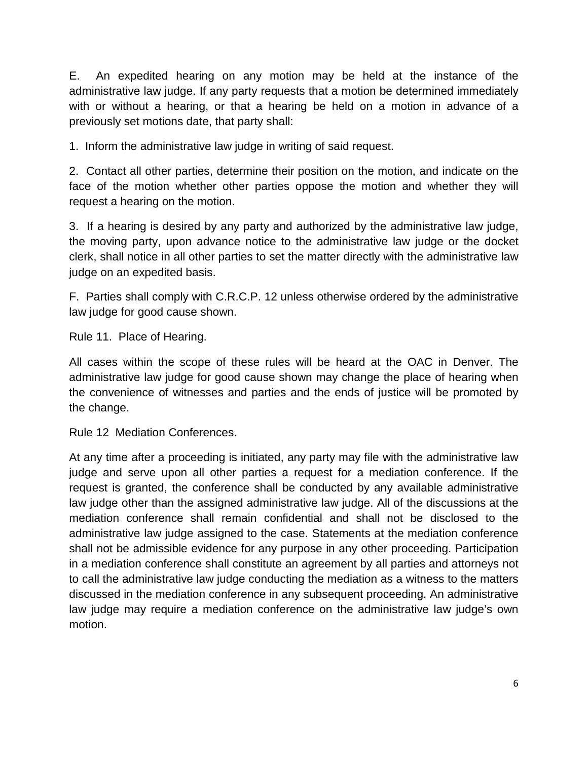E. An expedited hearing on any motion may be held at the instance of the administrative law judge. If any party requests that a motion be determined immediately with or without a hearing, or that a hearing be held on a motion in advance of a previously set motions date, that party shall:

1. Inform the administrative law judge in writing of said request.

2. Contact all other parties, determine their position on the motion, and indicate on the face of the motion whether other parties oppose the motion and whether they will request a hearing on the motion.

3. If a hearing is desired by any party and authorized by the administrative law judge, the moving party, upon advance notice to the administrative law judge or the docket clerk, shall notice in all other parties to set the matter directly with the administrative law judge on an expedited basis.

F. Parties shall comply with C.R.C.P. 12 unless otherwise ordered by the administrative law judge for good cause shown.

Rule 11. Place of Hearing.

All cases within the scope of these rules will be heard at the OAC in Denver. The administrative law judge for good cause shown may change the place of hearing when the convenience of witnesses and parties and the ends of justice will be promoted by the change.

Rule 12 Mediation Conferences.

At any time after a proceeding is initiated, any party may file with the administrative law judge and serve upon all other parties a request for a mediation conference. If the request is granted, the conference shall be conducted by any available administrative law judge other than the assigned administrative law judge. All of the discussions at the mediation conference shall remain confidential and shall not be disclosed to the administrative law judge assigned to the case. Statements at the mediation conference shall not be admissible evidence for any purpose in any other proceeding. Participation in a mediation conference shall constitute an agreement by all parties and attorneys not to call the administrative law judge conducting the mediation as a witness to the matters discussed in the mediation conference in any subsequent proceeding. An administrative law judge may require a mediation conference on the administrative law judge's own motion.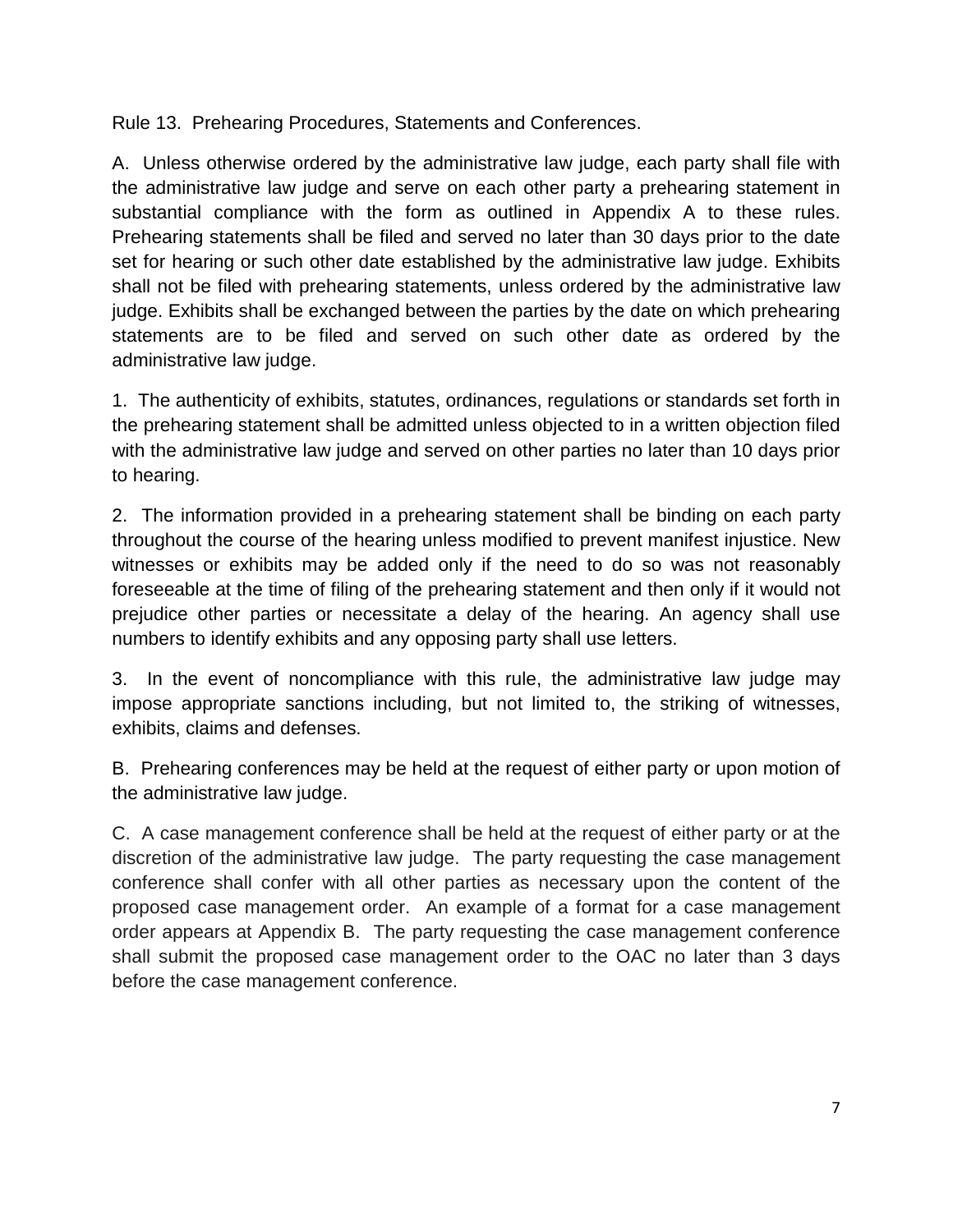Rule 13. Prehearing Procedures, Statements and Conferences.

A. Unless otherwise ordered by the administrative law judge, each party shall file with the administrative law judge and serve on each other party a prehearing statement in substantial compliance with the form as outlined in Appendix A to these rules. Prehearing statements shall be filed and served no later than 30 days prior to the date set for hearing or such other date established by the administrative law judge. Exhibits shall not be filed with prehearing statements, unless ordered by the administrative law judge. Exhibits shall be exchanged between the parties by the date on which prehearing statements are to be filed and served on such other date as ordered by the administrative law judge.

1. The authenticity of exhibits, statutes, ordinances, regulations or standards set forth in the prehearing statement shall be admitted unless objected to in a written objection filed with the administrative law judge and served on other parties no later than 10 days prior to hearing.

2. The information provided in a prehearing statement shall be binding on each party throughout the course of the hearing unless modified to prevent manifest injustice. New witnesses or exhibits may be added only if the need to do so was not reasonably foreseeable at the time of filing of the prehearing statement and then only if it would not prejudice other parties or necessitate a delay of the hearing. An agency shall use numbers to identify exhibits and any opposing party shall use letters.

3. In the event of noncompliance with this rule, the administrative law judge may impose appropriate sanctions including, but not limited to, the striking of witnesses, exhibits, claims and defenses.

B. Prehearing conferences may be held at the request of either party or upon motion of the administrative law judge.

C. A case management conference shall be held at the request of either party or at the discretion of the administrative law judge. The party requesting the case management conference shall confer with all other parties as necessary upon the content of the proposed case management order. An example of a format for a case management order appears at Appendix B. The party requesting the case management conference shall submit the proposed case management order to the OAC no later than 3 days before the case management conference.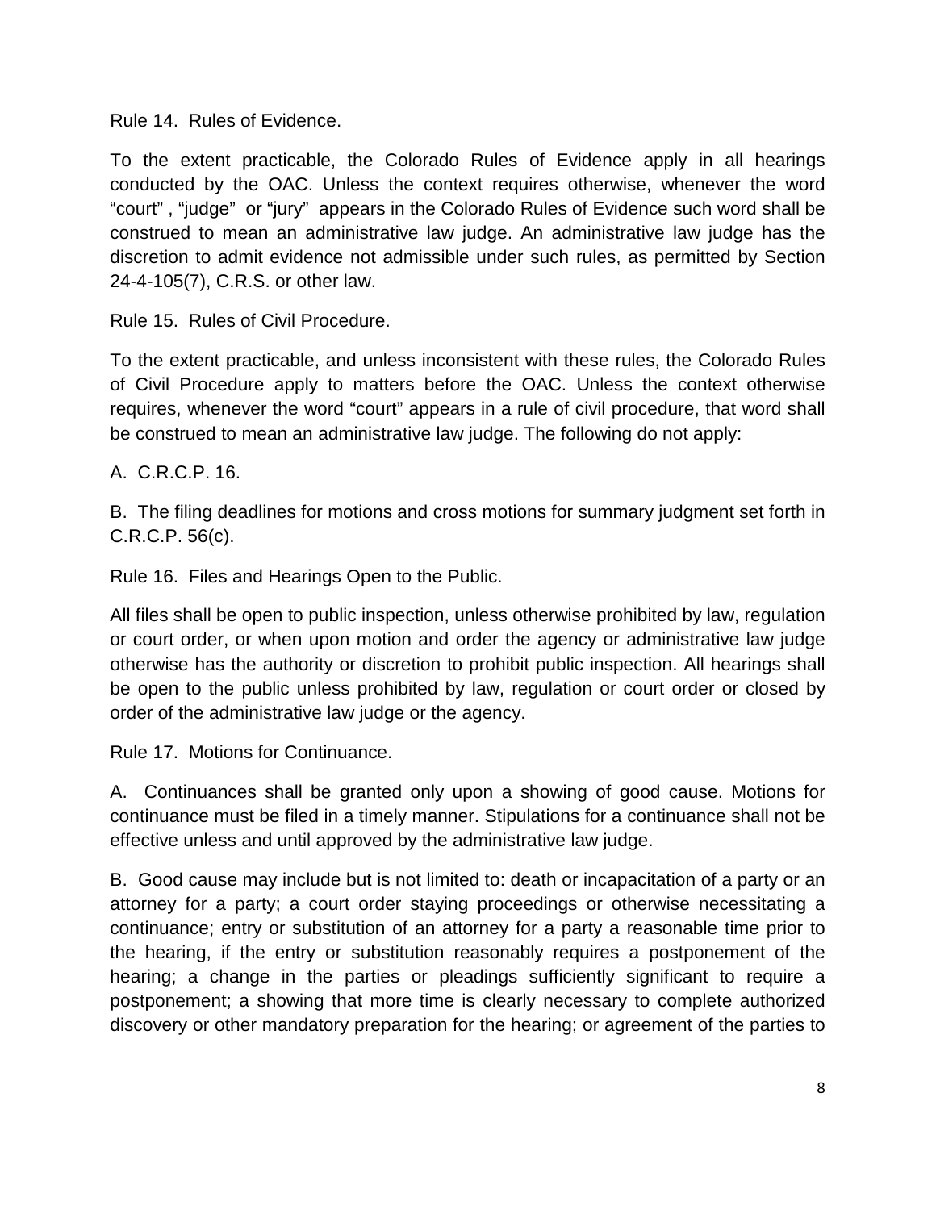Rule 14. Rules of Evidence.

To the extent practicable, the Colorado Rules of Evidence apply in all hearings conducted by the OAC. Unless the context requires otherwise, whenever the word “court” , “judge” or “jury” appears in the Colorado Rules of Evidence such word shall be construed to mean an administrative law judge. An administrative law judge has the discretion to admit evidence not admissible under such rules, as permitted by Section 24-4-105(7), C.R.S. or other law.

Rule 15. Rules of Civil Procedure.

To the extent practicable, and unless inconsistent with these rules, the Colorado Rules of Civil Procedure apply to matters before the OAC. Unless the context otherwise requires, whenever the word “court” appears in a rule of civil procedure, that word shall be construed to mean an administrative law judge. The following do not apply:

A. C.R.C.P. 16.

B. The filing deadlines for motions and cross motions for summary judgment set forth in C.R.C.P. 56(c).

Rule 16. Files and Hearings Open to the Public.

All files shall be open to public inspection, unless otherwise prohibited by law, regulation or court order, or when upon motion and order the agency or administrative law judge otherwise has the authority or discretion to prohibit public inspection. All hearings shall be open to the public unless prohibited by law, regulation or court order or closed by order of the administrative law judge or the agency.

Rule 17. Motions for Continuance.

A. Continuances shall be granted only upon a showing of good cause. Motions for continuance must be filed in a timely manner. Stipulations for a continuance shall not be effective unless and until approved by the administrative law judge.

B. Good cause may include but is not limited to: death or incapacitation of a party or an attorney for a party; a court order staying proceedings or otherwise necessitating a continuance; entry or substitution of an attorney for a party a reasonable time prior to the hearing, if the entry or substitution reasonably requires a postponement of the hearing; a change in the parties or pleadings sufficiently significant to require a postponement; a showing that more time is clearly necessary to complete authorized discovery or other mandatory preparation for the hearing; or agreement of the parties to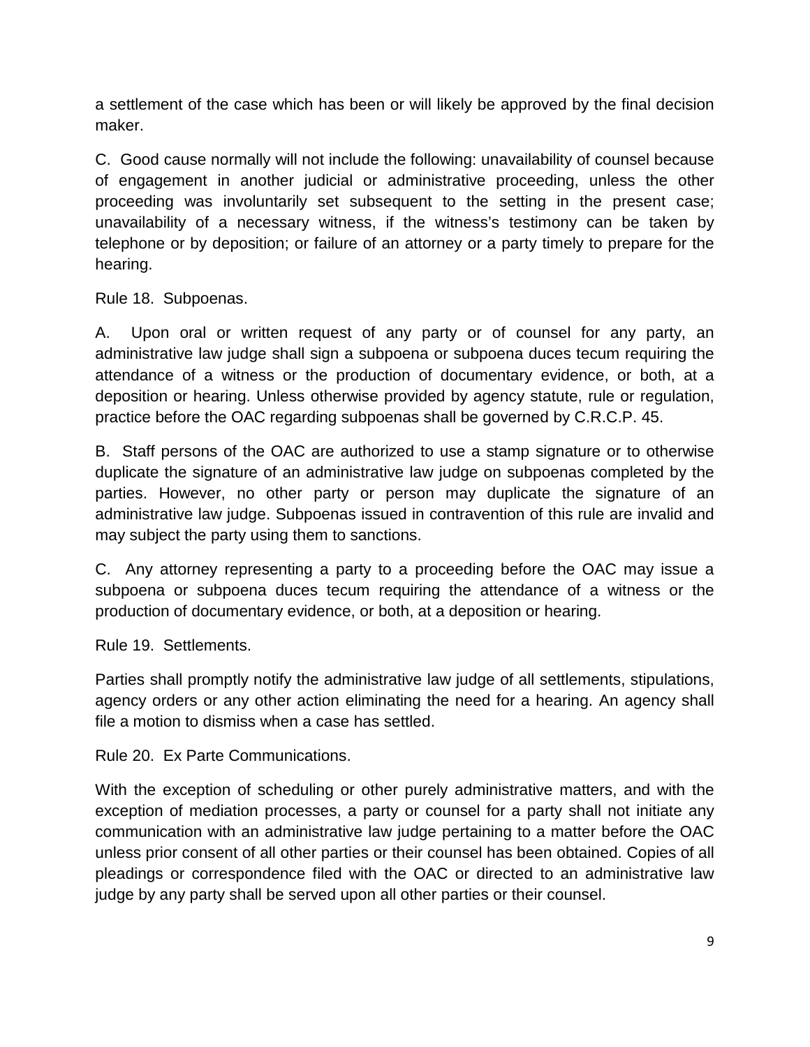a settlement of the case which has been or will likely be approved by the final decision maker.

C. Good cause normally will not include the following: unavailability of counsel because of engagement in another judicial or administrative proceeding, unless the other proceeding was involuntarily set subsequent to the setting in the present case; unavailability of a necessary witness, if the witness's testimony can be taken by telephone or by deposition; or failure of an attorney or a party timely to prepare for the hearing.

Rule 18. Subpoenas.

A. Upon oral or written request of any party or of counsel for any party, an administrative law judge shall sign a subpoena or subpoena duces tecum requiring the attendance of a witness or the production of documentary evidence, or both, at a deposition or hearing. Unless otherwise provided by agency statute, rule or regulation, practice before the OAC regarding subpoenas shall be governed by C.R.C.P. 45.

B. Staff persons of the OAC are authorized to use a stamp signature or to otherwise duplicate the signature of an administrative law judge on subpoenas completed by the parties. However, no other party or person may duplicate the signature of an administrative law judge. Subpoenas issued in contravention of this rule are invalid and may subject the party using them to sanctions.

C. Any attorney representing a party to a proceeding before the OAC may issue a subpoena or subpoena duces tecum requiring the attendance of a witness or the production of documentary evidence, or both, at a deposition or hearing.

Rule 19. Settlements.

Parties shall promptly notify the administrative law judge of all settlements, stipulations, agency orders or any other action eliminating the need for a hearing. An agency shall file a motion to dismiss when a case has settled.

Rule 20. Ex Parte Communications.

With the exception of scheduling or other purely administrative matters, and with the exception of mediation processes, a party or counsel for a party shall not initiate any communication with an administrative law judge pertaining to a matter before the OAC unless prior consent of all other parties or their counsel has been obtained. Copies of all pleadings or correspondence filed with the OAC or directed to an administrative law judge by any party shall be served upon all other parties or their counsel.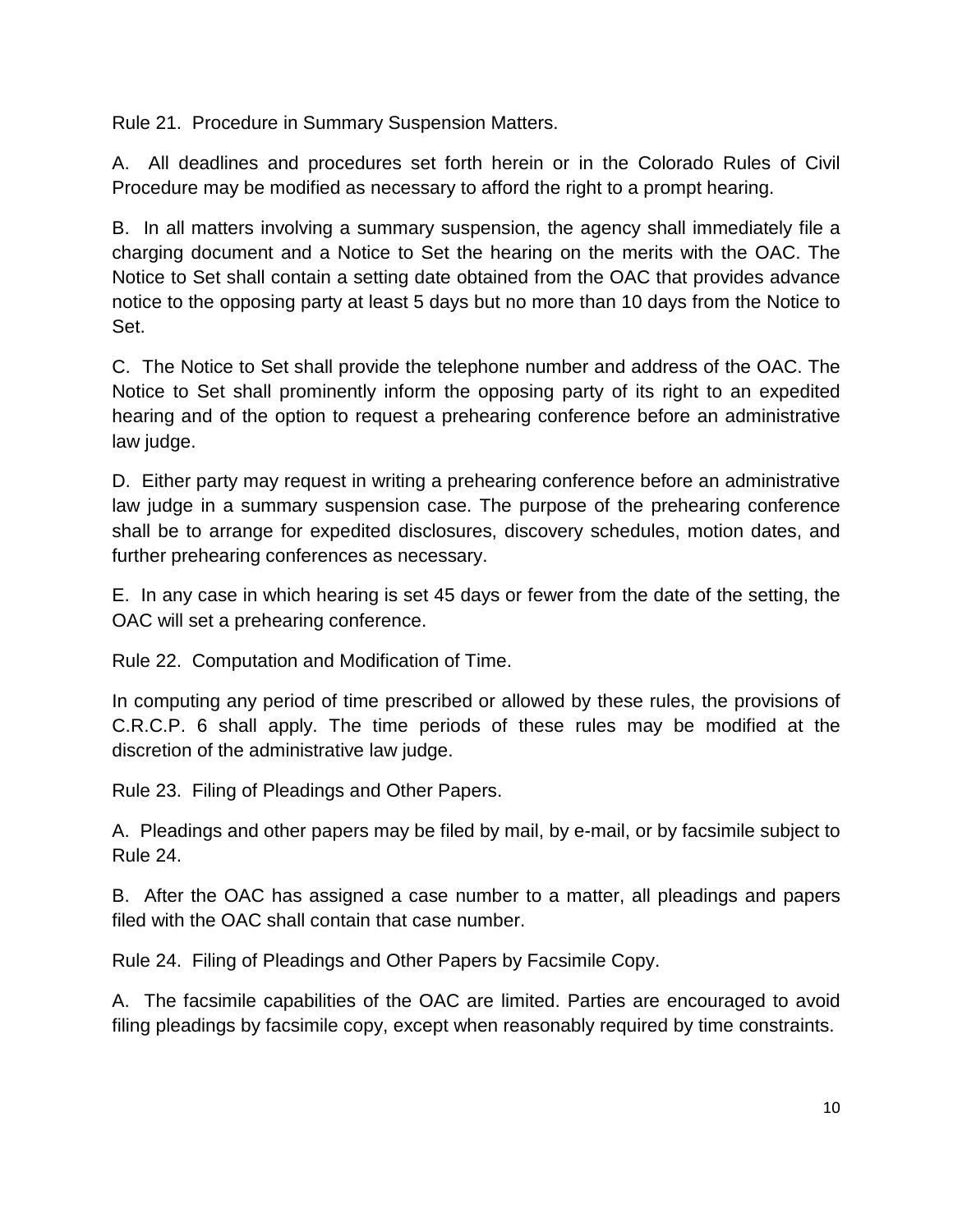Rule 21. Procedure in Summary Suspension Matters.

A. All deadlines and procedures set forth herein or in the Colorado Rules of Civil Procedure may be modified as necessary to afford the right to a prompt hearing.

B. In all matters involving a summary suspension, the agency shall immediately file a charging document and a Notice to Set the hearing on the merits with the OAC. The Notice to Set shall contain a setting date obtained from the OAC that provides advance notice to the opposing party at least 5 days but no more than 10 days from the Notice to Set.

C. The Notice to Set shall provide the telephone number and address of the OAC. The Notice to Set shall prominently inform the opposing party of its right to an expedited hearing and of the option to request a prehearing conference before an administrative law judge.

D. Either party may request in writing a prehearing conference before an administrative law judge in a summary suspension case. The purpose of the prehearing conference shall be to arrange for expedited disclosures, discovery schedules, motion dates, and further prehearing conferences as necessary.

E. In any case in which hearing is set 45 days or fewer from the date of the setting, the OAC will set a prehearing conference.

Rule 22. Computation and Modification of Time.

In computing any period of time prescribed or allowed by these rules, the provisions of C.R.C.P. 6 shall apply. The time periods of these rules may be modified at the discretion of the administrative law judge.

Rule 23. Filing of Pleadings and Other Papers.

A. Pleadings and other papers may be filed by mail, by e-mail, or by facsimile subject to Rule 24.

B. After the OAC has assigned a case number to a matter, all pleadings and papers filed with the OAC shall contain that case number.

Rule 24. Filing of Pleadings and Other Papers by Facsimile Copy.

A. The facsimile capabilities of the OAC are limited. Parties are encouraged to avoid filing pleadings by facsimile copy, except when reasonably required by time constraints.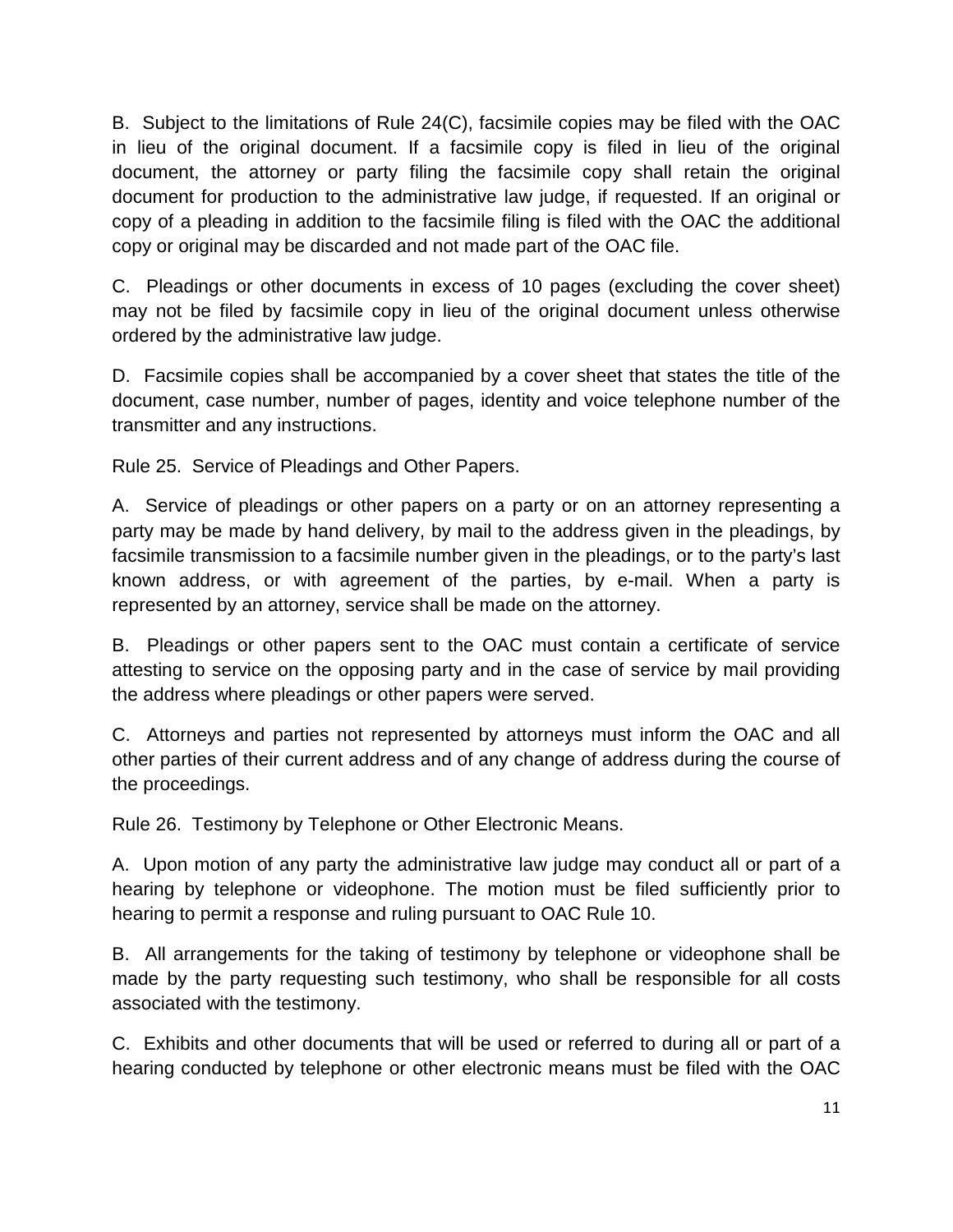B. Subject to the limitations of Rule 24(C), facsimile copies may be filed with the OAC in lieu of the original document. If a facsimile copy is filed in lieu of the original document, the attorney or party filing the facsimile copy shall retain the original document for production to the administrative law judge, if requested. If an original or copy of a pleading in addition to the facsimile filing is filed with the OAC the additional copy or original may be discarded and not made part of the OAC file.

C. Pleadings or other documents in excess of 10 pages (excluding the cover sheet) may not be filed by facsimile copy in lieu of the original document unless otherwise ordered by the administrative law judge.

D. Facsimile copies shall be accompanied by a cover sheet that states the title of the document, case number, number of pages, identity and voice telephone number of the transmitter and any instructions.

Rule 25. Service of Pleadings and Other Papers.

A. Service of pleadings or other papers on a party or on an attorney representing a party may be made by hand delivery, by mail to the address given in the pleadings, by facsimile transmission to a facsimile number given in the pleadings, or to the party's last known address, or with agreement of the parties, by e-mail. When a party is represented by an attorney, service shall be made on the attorney.

B. Pleadings or other papers sent to the OAC must contain a certificate of service attesting to service on the opposing party and in the case of service by mail providing the address where pleadings or other papers were served.

C. Attorneys and parties not represented by attorneys must inform the OAC and all other parties of their current address and of any change of address during the course of the proceedings.

Rule 26. Testimony by Telephone or Other Electronic Means.

A. Upon motion of any party the administrative law judge may conduct all or part of a hearing by telephone or videophone. The motion must be filed sufficiently prior to hearing to permit a response and ruling pursuant to OAC Rule 10.

B. All arrangements for the taking of testimony by telephone or videophone shall be made by the party requesting such testimony, who shall be responsible for all costs associated with the testimony.

C. Exhibits and other documents that will be used or referred to during all or part of a hearing conducted by telephone or other electronic means must be filed with the OAC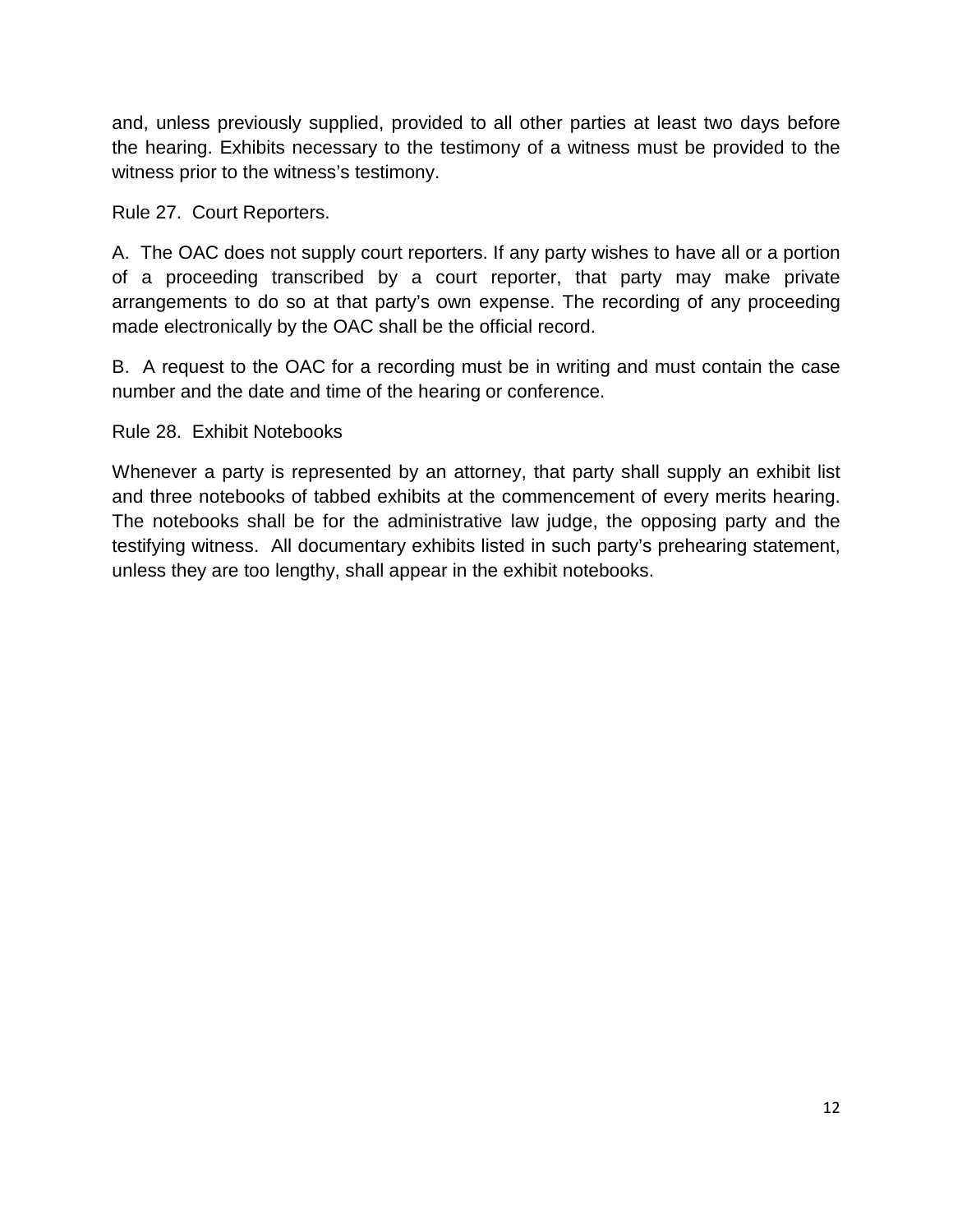and, unless previously supplied, provided to all other parties at least two days before the hearing. Exhibits necessary to the testimony of a witness must be provided to the witness prior to the witness's testimony.

Rule 27. Court Reporters.

A. The OAC does not supply court reporters. If any party wishes to have all or a portion of a proceeding transcribed by a court reporter, that party may make private arrangements to do so at that party's own expense. The recording of any proceeding made electronically by the OAC shall be the official record.

B. A request to the OAC for a recording must be in writing and must contain the case number and the date and time of the hearing or conference.

Rule 28. Exhibit Notebooks

Whenever a party is represented by an attorney, that party shall supply an exhibit list and three notebooks of tabbed exhibits at the commencement of every merits hearing. The notebooks shall be for the administrative law judge, the opposing party and the testifying witness. All documentary exhibits listed in such party's prehearing statement, unless they are too lengthy, shall appear in the exhibit notebooks.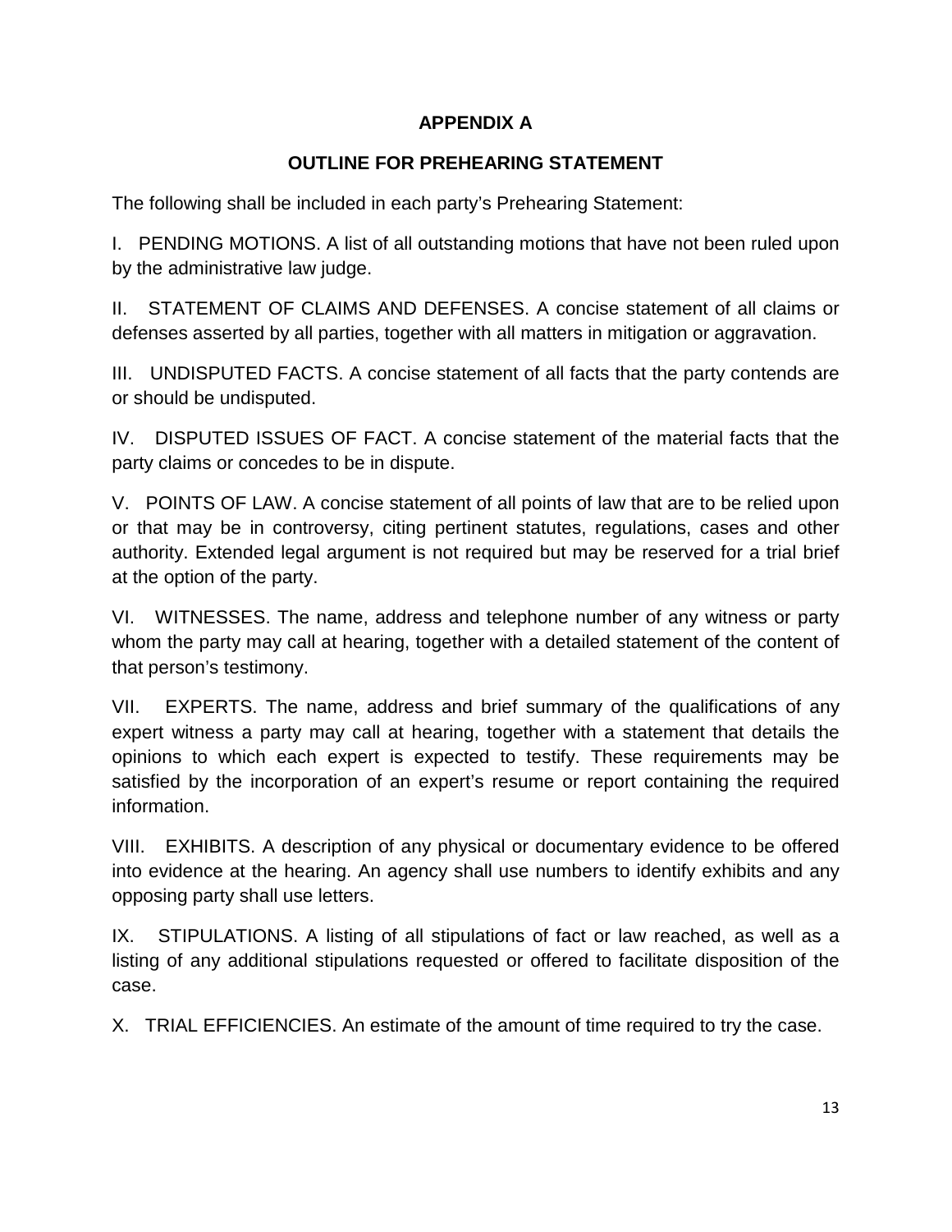## APPENDIX A

## OUTLINE FOR PREHEARING STATEMENT

The following shall be included in each party's Prehearing Statement:

I. PENDING MOTIONS. A list of all outstanding motions that have not been ruled upon by the administrative law judge.

II. STATEMENT OF CLAIMS AND DEFENSES. A concise statement of all claims or defenses asserted by all parties, together with all matters in mitigation or aggravation.

III. UNDISPUTED FACTS. A concise statement of all facts that the party contends are or should be undisputed.

IV. DISPUTED ISSUES OF FACT. A concise statement of the material facts that the party claims or concedes to be in dispute.

V. POINTS OF LAW. A concise statement of all points of law that are to be relied upon or that may be in controversy, citing pertinent statutes, regulations, cases and other authority. Extended legal argument is not required but may be reserved for a trial brief at the option of the party.

VI. WITNESSES. The name, address and telephone number of any witness or party whom the party may call at hearing, together with a detailed statement of the content of that person's testimony.

VII. EXPERTS. The name, address and brief summary of the qualifications of any expert witness a party may call at hearing, together with a statement that details the opinions to which each expert is expected to testify. These requirements may be satisfied by the incorporation of an expert's resume or report containing the required information.

VIII. EXHIBITS. A description of any physical or documentary evidence to be offered into evidence at the hearing. An agency shall use numbers to identify exhibits and any opposing party shall use letters.

IX. STIPULATIONS. A listing of all stipulations of fact or law reached, as well as a listing of any additional stipulations requested or offered to facilitate disposition of the case.

X. TRIAL EFFICIENCIES. An estimate of the amount of time required to try the case.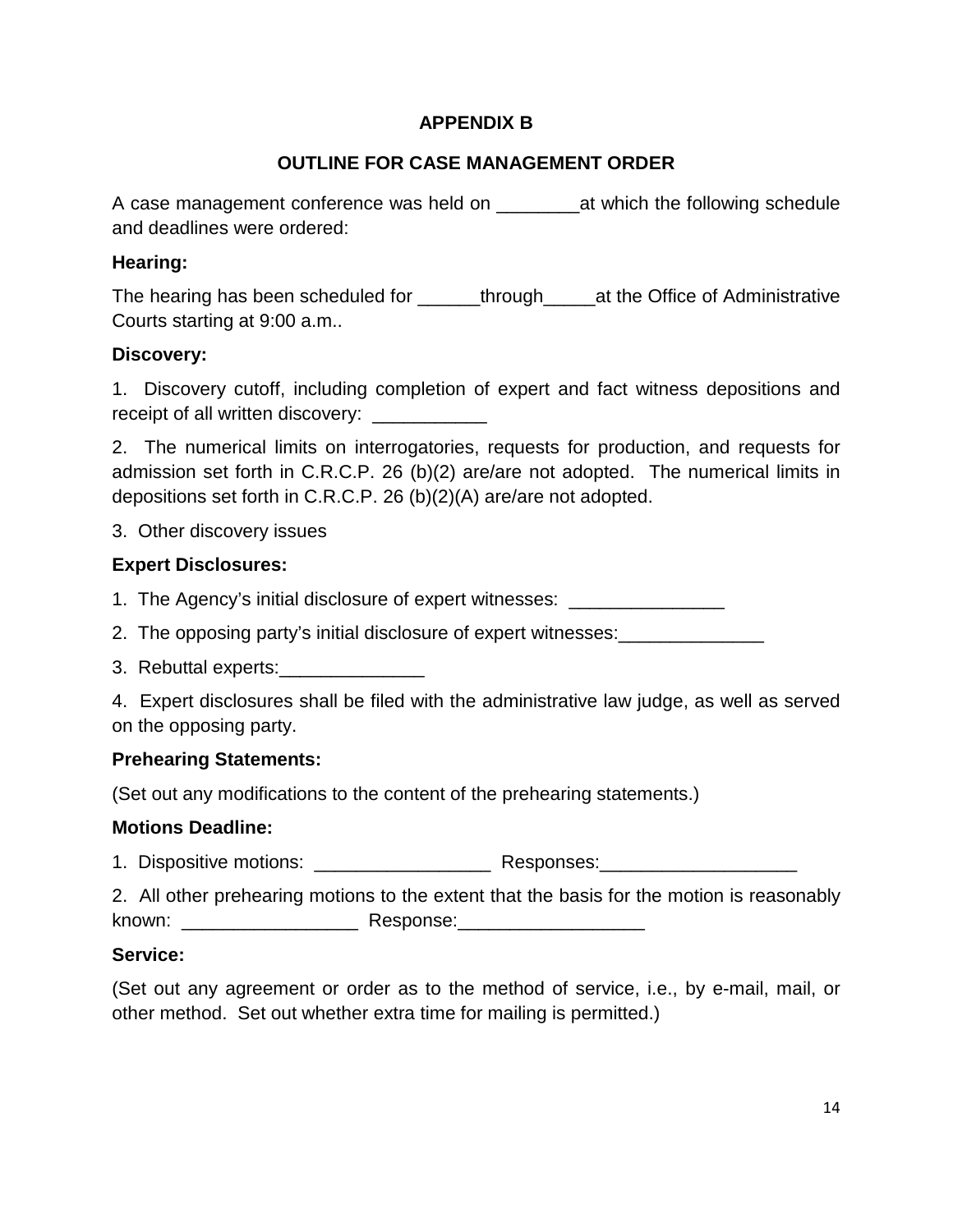# APPENDIX B

## OUTLINE FOR CASE MANAGEMENT ORDER

A case management conference was held on ________at which the following schedule and deadlines were ordered:

**Hearing:**

The hearing has been scheduled for ______through_____at the Office of Administrative Courts starting at 9:00 a.m..

**Discovery:**

1. Discovery cutoff, including completion of expert and fact witness depositions and receipt of all written discovery: ___________

2. The numerical limits on interrogatories, requests for production, and requests for admission set forth in C.R.C.P. 26 (b)(2) are/are not adopted. The numerical limits in depositions set forth in C.R.C.P. 26 (b)(2)(A) are/are not adopted.

3. Other discovery issues

**Expert Disclosures:**

1. The Agency's initial disclosure of expert witnesses: _______________

2. The opposing party's initial disclosure of expert witnesses:______________

3. Rebuttal experts:______________

4. Expert disclosures shall be filed with the administrative law judge, as well as served on the opposing party.

**Prehearing Statements:**

(Set out any modifications to the content of the prehearing statements.)

**Motions Deadline:**

1. Dispositive motions: _________________ Responses:___________________

2. All other prehearing motions to the extent that the basis for the motion is reasonably known: _________________ Response:__________________

**Service:**

(Set out any agreement or order as to the method of service, i.e., by e-mail, mail, or other method. Set out whether extra time for mailing is permitted.)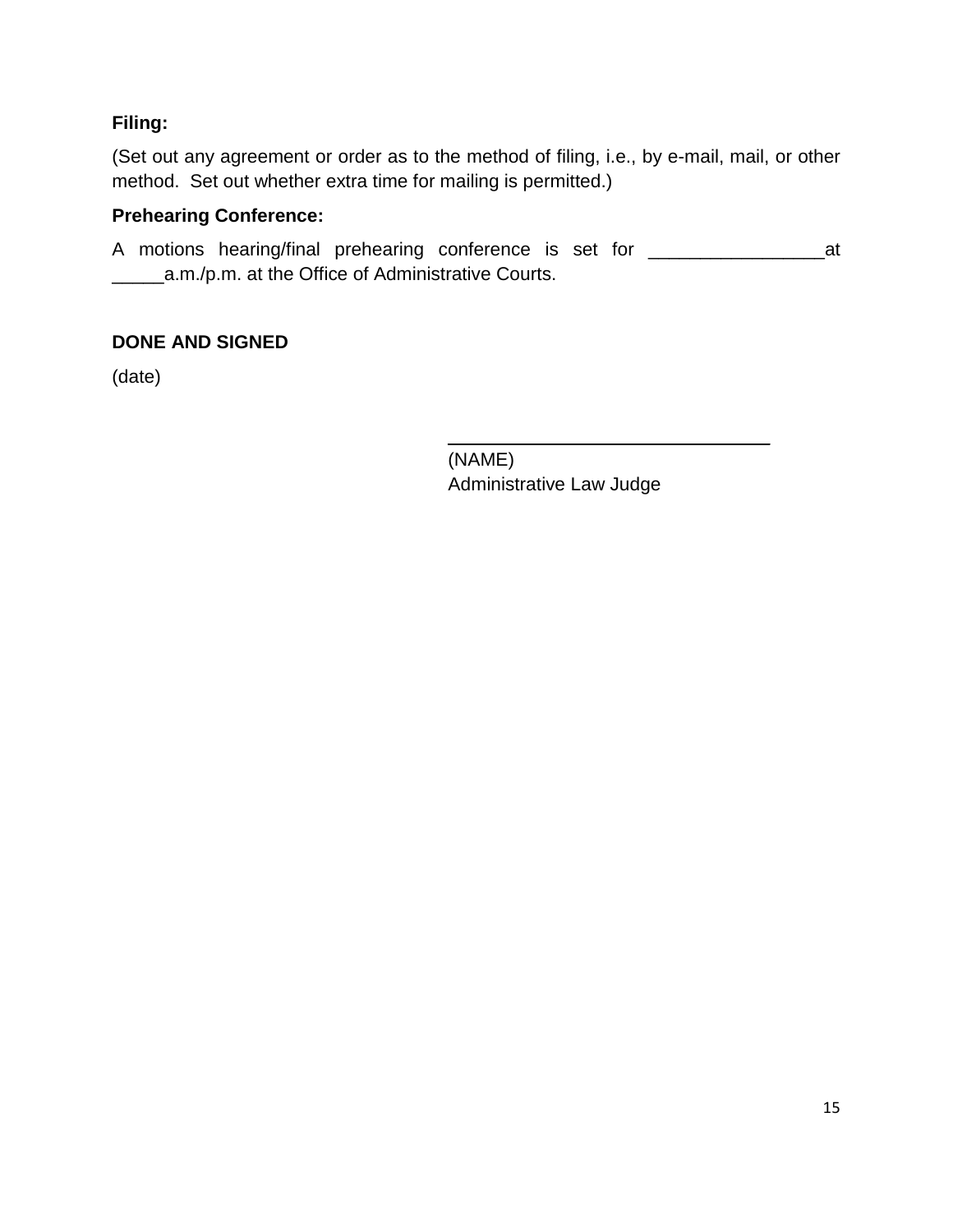**Filing:**

(Set out any agreement or order as to the method of filing, i.e., by e-mail, mail, or other method. Set out whether extra time for mailing is permitted.)

**Prehearing Conference:**

A motions hearing/final prehearing conference is set for _________________at _____a.m./p.m. at the Office of Administrative Courts.

**DONE AND SIGNED**

(date)

\_\_\_\_\_\_\_\_\_\_\_\_\_\_\_\_\_\_\_\_\_\_\_\_\_\_\_\_\_\_\_\_
(NAME)
Administrative Law Judge